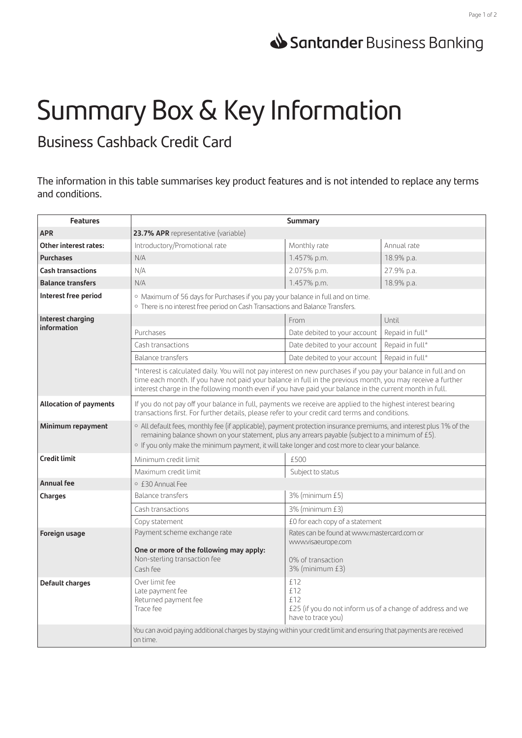Santander Business Banking

# Summary Box & Key Information

## Business Cashback Credit Card

The information in this table summarises key product features and is not intended to replace any terms and conditions.

| Features | Summary | | |
|---|---|---|---|
| **APR** | **23.7% APR** representative (variable) | | |
| **Other interest rates:** | Introductory/Promotional rate | Monthly rate | Annual rate |
| **Purchases** | N/A | 1.457% p.m. | 18.9% p.a. |
| **Cash transactions** | N/A | 2.075% p.m. | 27.9% p.a. |
| **Balance transfers** | N/A | 1.457% p.m. | 18.9% p.a. |
| **Interest free period** | ◦ Maximum of 56 days for Purchases if you pay your balance in full and on time.<br>◦ There is no interest free period on Cash Transactions and Balance Transfers. | | |
| **Interest charging information** | | From | Until |
| | Purchases | Date debited to your account | Repaid in full* |
| | Cash transactions | Date debited to your account | Repaid in full* |
| | Balance transfers | Date debited to your account | Repaid in full* |
| | *Interest is calculated daily. You will not pay interest on new purchases if you pay your balance in full and on time each month. If you have not paid your balance in full in the previous month, you may receive a further interest charge in the following month even if you have paid your balance in the current month in full. | | |
| **Allocation of payments** | If you do not pay off your balance in full, payments we receive are applied to the highest interest bearing transactions first. For further details, please refer to your credit card terms and conditions. | | |
| **Minimum repayment** | ◦ All default fees, monthly fee (if applicable), payment protection insurance premiums, and interest plus 1% of the remaining balance shown on your statement, plus any arrears payable (subject to a minimum of £5).<br>◦ If you only make the minimum payment, it will take longer and cost more to clear your balance. | | |
| **Credit limit** | Minimum credit limit | £500 | |
| | Maximum credit limit | Subject to status | |
| **Annual fee** | ◦ £30 Annual Fee | | |
| **Charges** | Balance transfers | 3% (minimum £5) | |
| | Cash transactions | 3% (minimum £3) | |
| | Copy statement | £0 for each copy of a statement | |
| **Foreign usage** | Payment scheme exchange rate<br><br>**One or more of the following may apply:**<br>Non-sterling transaction fee<br>Cash fee | Rates can be found at www.mastercard.com or www.visaeurope.com<br><br>0% of transaction<br>3% (minimum £3) | |
| **Default charges** | Over limit fee<br>Late payment fee<br>Returned payment fee<br>Trace fee | £12<br>£12<br>£12<br>£25 (if you do not inform us of a change of address and we have to trace you) | |
| | You can avoid paying additional charges by staying within your credit limit and ensuring that payments are received on time. | | |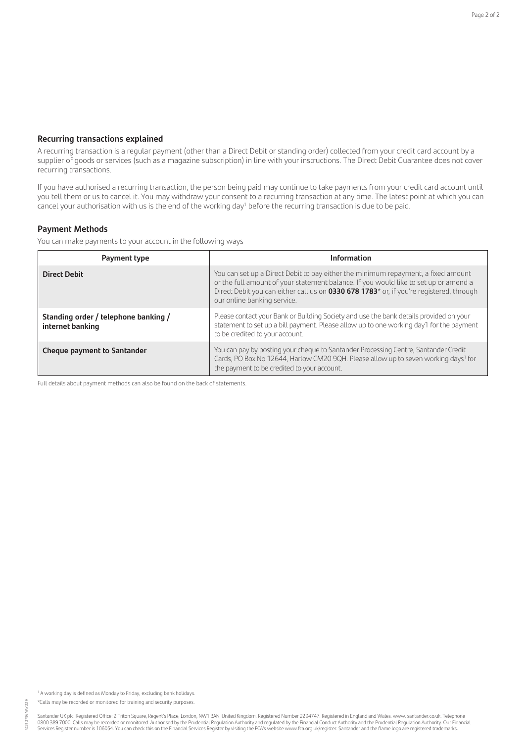## Recurring transactions explained

A recurring transaction is a regular payment (other than a Direct Debit or standing order) collected from your credit card account by a supplier of goods or services (such as a magazine subscription) in line with your instructions. The Direct Debit Guarantee does not cover recurring transactions.

If you have authorised a recurring transaction, the person being paid may continue to take payments from your credit card account until you tell them or us to cancel it. You may withdraw your consent to a recurring transaction at any time. The latest point at which you can cancel your authorisation with us is the end of the working day[1] before the recurring transaction is due to be paid.

## Payment Methods

You can make payments to your account in the following ways

| Payment type | Information |
|---|---|
| **Direct Debit** | You can set up a Direct Debit to pay either the minimum repayment, a fixed amount or the full amount of your statement balance. If you would like to set up or amend a Direct Debit you can either call us on **0330 678 1783**\* or, if you're registered, through our online banking service. |
| **Standing order / telephone banking / internet banking** | Please contact your Bank or Building Society and use the bank details provided on your statement to set up a bill payment. Please allow up to one working day1 for the payment to be credited to your account. |
| **Cheque payment to Santander** | You can pay by posting your cheque to Santander Processing Centre, Santander Credit Cards, PO Box No 12644, Harlow CM20 9QH. Please allow up to seven working days[1] for the payment to be credited to your account. |

Full details about payment methods can also be found on the back of statements.

[1] A working day is defined as Monday to Friday, excluding bank holidays.

*Calls may be recorded or monitored for training and security purposes.

Santander UK plc. Registered Office: 2 Triton Square, Regent's Place, London, NW1 3AN, United Kingdom. Registered Number 2294747. Registered in England and Wales. www. santander.co.uk. Telephone 0800 389 7000. Calls may be recorded or monitored. Authorised by the Prudential Regulation Authority and regulated by the Financial Conduct Authority and the Prudential Regulation Authority. Our Financial Services Register number is 106054. You can check this on the Financial Services Register by visiting the FCA's website www.fca.org.uk/register. Santander and the flame logo are registered trademarks.

ACS1 2796 MAY 22 H